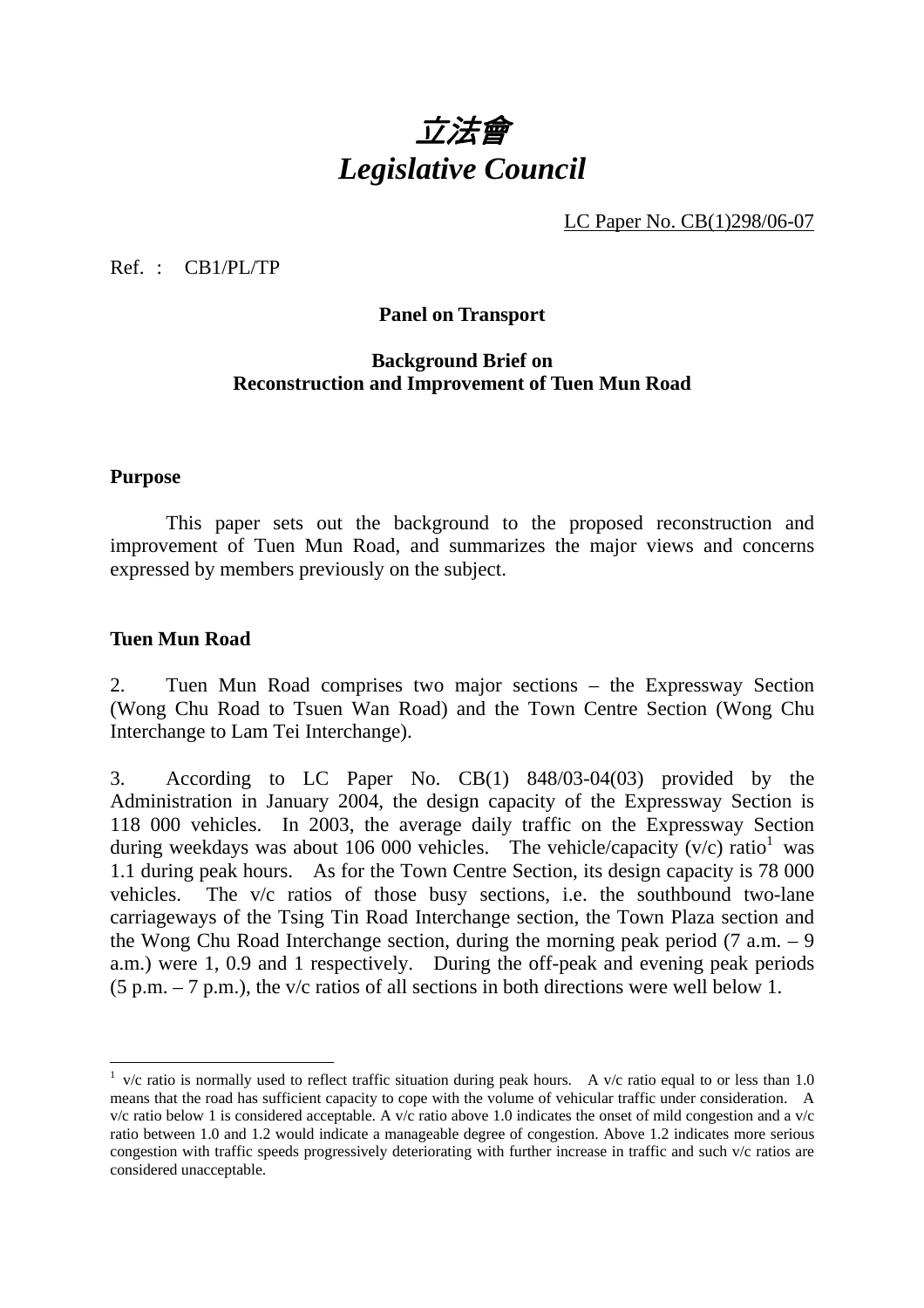# 立法會
# *Legislative Council*

LC Paper No. CB(1)298/06-07

Ref. : CB1/PL/TP

**Panel on Transport**

**Background Brief on**
**Reconstruction and Improvement of Tuen Mun Road**

## Purpose

This paper sets out the background to the proposed reconstruction and improvement of Tuen Mun Road, and summarizes the major views and concerns expressed by members previously on the subject.

## Tuen Mun Road

2. Tuen Mun Road comprises two major sections – the Expressway Section (Wong Chu Road to Tsuen Wan Road) and the Town Centre Section (Wong Chu Interchange to Lam Tei Interchange).

3. According to LC Paper No. CB(1) 848/03-04(03) provided by the Administration in January 2004, the design capacity of the Expressway Section is 118 000 vehicles. In 2003, the average daily traffic on the Expressway Section during weekdays was about 106 000 vehicles. The vehicle/capacity (v/c) ratio[1] was 1.1 during peak hours. As for the Town Centre Section, its design capacity is 78 000 vehicles. The v/c ratios of those busy sections, i.e. the southbound two-lane carriageways of the Tsing Tin Road Interchange section, the Town Plaza section and the Wong Chu Road Interchange section, during the morning peak period (7 a.m. – 9 a.m.) were 1, 0.9 and 1 respectively. During the off-peak and evening peak periods (5 p.m. – 7 p.m.), the v/c ratios of all sections in both directions were well below 1.

---

[1] v/c ratio is normally used to reflect traffic situation during peak hours. A v/c ratio equal to or less than 1.0 means that the road has sufficient capacity to cope with the volume of vehicular traffic under consideration. A v/c ratio below 1 is considered acceptable. A v/c ratio above 1.0 indicates the onset of mild congestion and a v/c ratio between 1.0 and 1.2 would indicate a manageable degree of congestion. Above 1.2 indicates more serious congestion with traffic speeds progressively deteriorating with further increase in traffic and such v/c ratios are considered unacceptable.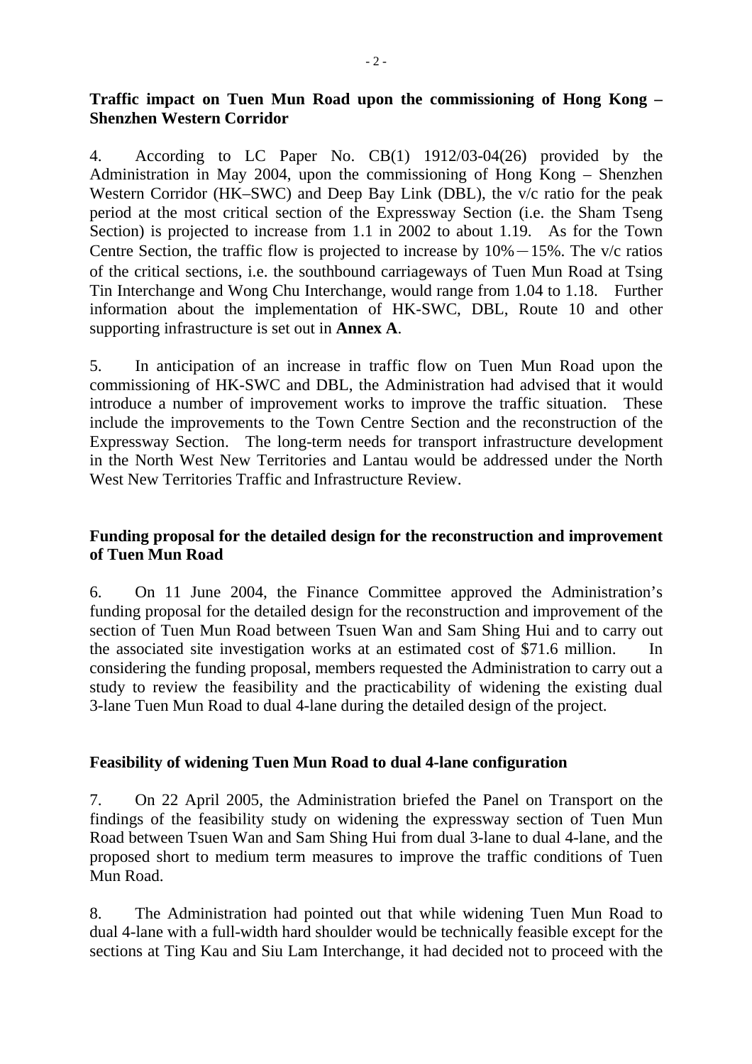**Traffic impact on Tuen Mun Road upon the commissioning of Hong Kong – Shenzhen Western Corridor**

4. According to LC Paper No. CB(1) 1912/03-04(26) provided by the Administration in May 2004, upon the commissioning of Hong Kong – Shenzhen Western Corridor (HK–SWC) and Deep Bay Link (DBL), the v/c ratio for the peak period at the most critical section of the Expressway Section (i.e. the Sham Tseng Section) is projected to increase from 1.1 in 2002 to about 1.19. As for the Town Centre Section, the traffic flow is projected to increase by 10%－15%. The v/c ratios of the critical sections, i.e. the southbound carriageways of Tuen Mun Road at Tsing Tin Interchange and Wong Chu Interchange, would range from 1.04 to 1.18. Further information about the implementation of HK-SWC, DBL, Route 10 and other supporting infrastructure is set out in **Annex A**.

5. In anticipation of an increase in traffic flow on Tuen Mun Road upon the commissioning of HK-SWC and DBL, the Administration had advised that it would introduce a number of improvement works to improve the traffic situation. These include the improvements to the Town Centre Section and the reconstruction of the Expressway Section. The long-term needs for transport infrastructure development in the North West New Territories and Lantau would be addressed under the North West New Territories Traffic and Infrastructure Review.

**Funding proposal for the detailed design for the reconstruction and improvement of Tuen Mun Road**

6. On 11 June 2004, the Finance Committee approved the Administration's funding proposal for the detailed design for the reconstruction and improvement of the section of Tuen Mun Road between Tsuen Wan and Sam Shing Hui and to carry out the associated site investigation works at an estimated cost of $71.6 million. In considering the funding proposal, members requested the Administration to carry out a study to review the feasibility and the practicability of widening the existing dual 3-lane Tuen Mun Road to dual 4-lane during the detailed design of the project.

**Feasibility of widening Tuen Mun Road to dual 4-lane configuration**

7. On 22 April 2005, the Administration briefed the Panel on Transport on the findings of the feasibility study on widening the expressway section of Tuen Mun Road between Tsuen Wan and Sam Shing Hui from dual 3-lane to dual 4-lane, and the proposed short to medium term measures to improve the traffic conditions of Tuen Mun Road.

8. The Administration had pointed out that while widening Tuen Mun Road to dual 4-lane with a full-width hard shoulder would be technically feasible except for the sections at Ting Kau and Siu Lam Interchange, it had decided not to proceed with the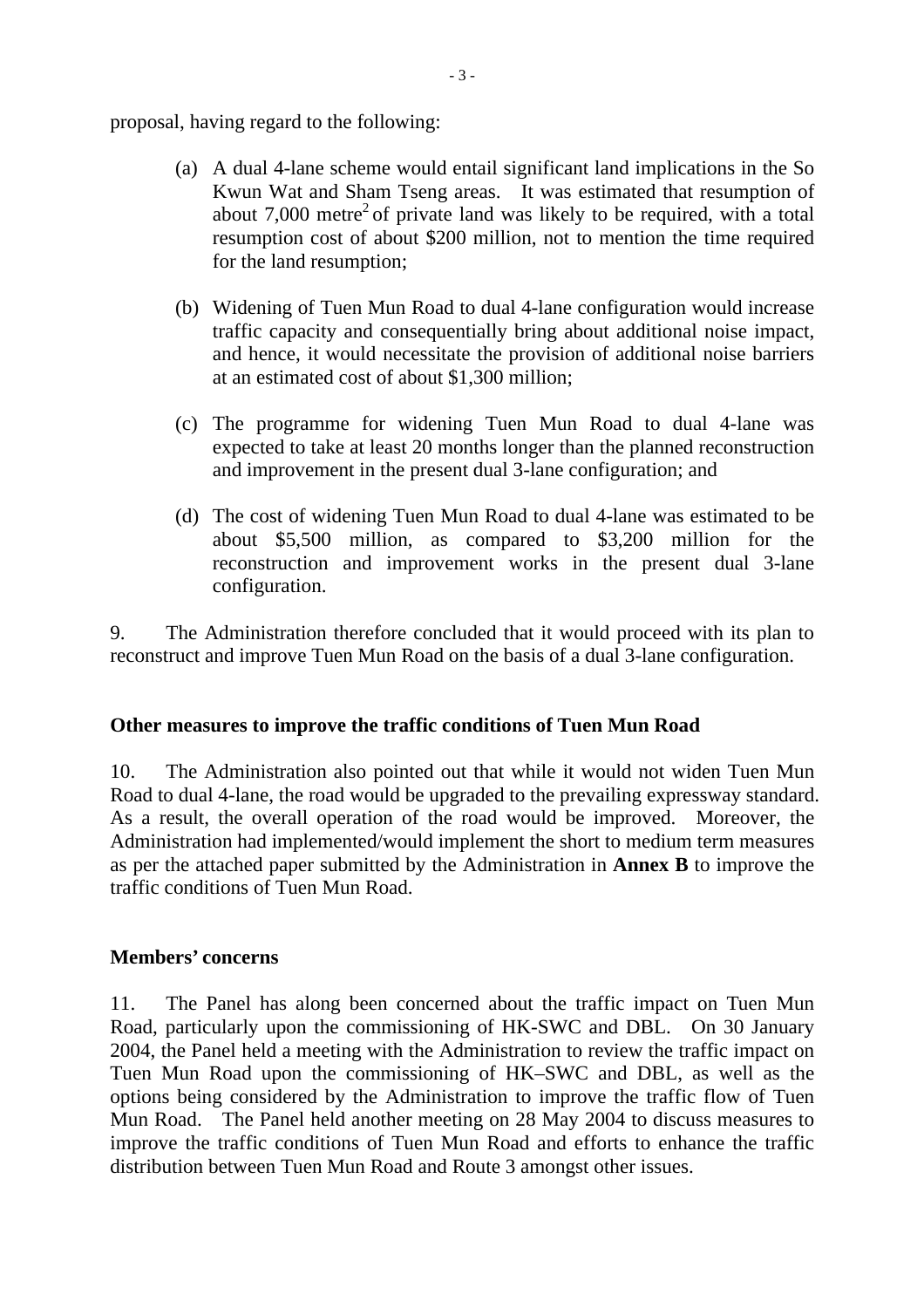proposal, having regard to the following:

(a) A dual 4-lane scheme would entail significant land implications in the So Kwun Wat and Sham Tseng areas. It was estimated that resumption of about 7,000 $metre^2$ of private land was likely to be required, with a total resumption cost of about $200 million, not to mention the time required for the land resumption;

(b) Widening of Tuen Mun Road to dual 4-lane configuration would increase traffic capacity and consequentially bring about additional noise impact, and hence, it would necessitate the provision of additional noise barriers at an estimated cost of about $1,300 million;

(c) The programme for widening Tuen Mun Road to dual 4-lane was expected to take at least 20 months longer than the planned reconstruction and improvement in the present dual 3-lane configuration; and

(d) The cost of widening Tuen Mun Road to dual 4-lane was estimated to be about $5,500 million, as compared to $3,200 million for the reconstruction and improvement works in the present dual 3-lane configuration.

9. The Administration therefore concluded that it would proceed with its plan to reconstruct and improve Tuen Mun Road on the basis of a dual 3-lane configuration.

**Other measures to improve the traffic conditions of Tuen Mun Road**

10. The Administration also pointed out that while it would not widen Tuen Mun Road to dual 4-lane, the road would be upgraded to the prevailing expressway standard. As a result, the overall operation of the road would be improved. Moreover, the Administration had implemented/would implement the short to medium term measures as per the attached paper submitted by the Administration in **Annex B** to improve the traffic conditions of Tuen Mun Road.

**Members' concerns**

11. The Panel has along been concerned about the traffic impact on Tuen Mun Road, particularly upon the commissioning of HK-SWC and DBL. On 30 January 2004, the Panel held a meeting with the Administration to review the traffic impact on Tuen Mun Road upon the commissioning of HK–SWC and DBL, as well as the options being considered by the Administration to improve the traffic flow of Tuen Mun Road. The Panel held another meeting on 28 May 2004 to discuss measures to improve the traffic conditions of Tuen Mun Road and efforts to enhance the traffic distribution between Tuen Mun Road and Route 3 amongst other issues.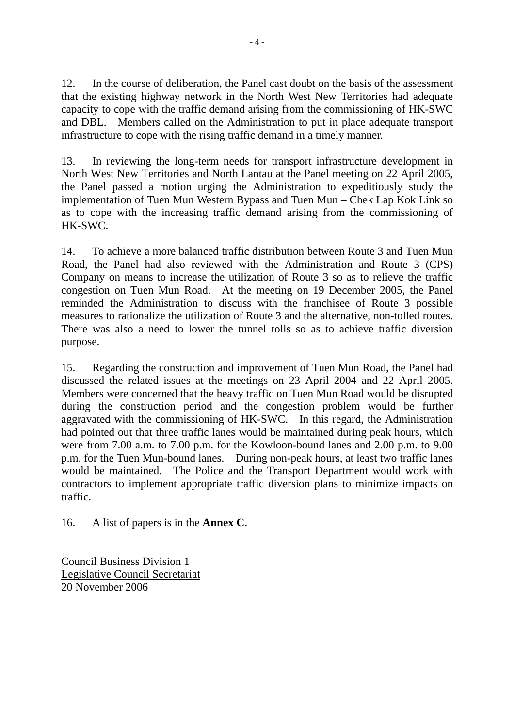12. In the course of deliberation, the Panel cast doubt on the basis of the assessment that the existing highway network in the North West New Territories had adequate capacity to cope with the traffic demand arising from the commissioning of HK-SWC and DBL. Members called on the Administration to put in place adequate transport infrastructure to cope with the rising traffic demand in a timely manner.

13. In reviewing the long-term needs for transport infrastructure development in North West New Territories and North Lantau at the Panel meeting on 22 April 2005, the Panel passed a motion urging the Administration to expeditiously study the implementation of Tuen Mun Western Bypass and Tuen Mun – Chek Lap Kok Link so as to cope with the increasing traffic demand arising from the commissioning of HK-SWC.

14. To achieve a more balanced traffic distribution between Route 3 and Tuen Mun Road, the Panel had also reviewed with the Administration and Route 3 (CPS) Company on means to increase the utilization of Route 3 so as to relieve the traffic congestion on Tuen Mun Road. At the meeting on 19 December 2005, the Panel reminded the Administration to discuss with the franchisee of Route 3 possible measures to rationalize the utilization of Route 3 and the alternative, non-tolled routes. There was also a need to lower the tunnel tolls so as to achieve traffic diversion purpose.

15. Regarding the construction and improvement of Tuen Mun Road, the Panel had discussed the related issues at the meetings on 23 April 2004 and 22 April 2005. Members were concerned that the heavy traffic on Tuen Mun Road would be disrupted during the construction period and the congestion problem would be further aggravated with the commissioning of HK-SWC. In this regard, the Administration had pointed out that three traffic lanes would be maintained during peak hours, which were from 7.00 a.m. to 7.00 p.m. for the Kowloon-bound lanes and 2.00 p.m. to 9.00 p.m. for the Tuen Mun-bound lanes. During non-peak hours, at least two traffic lanes would be maintained. The Police and the Transport Department would work with contractors to implement appropriate traffic diversion plans to minimize impacts on traffic.

16. A list of papers is in the **Annex C**.

Council Business Division 1
Legislative Council Secretariat
20 November 2006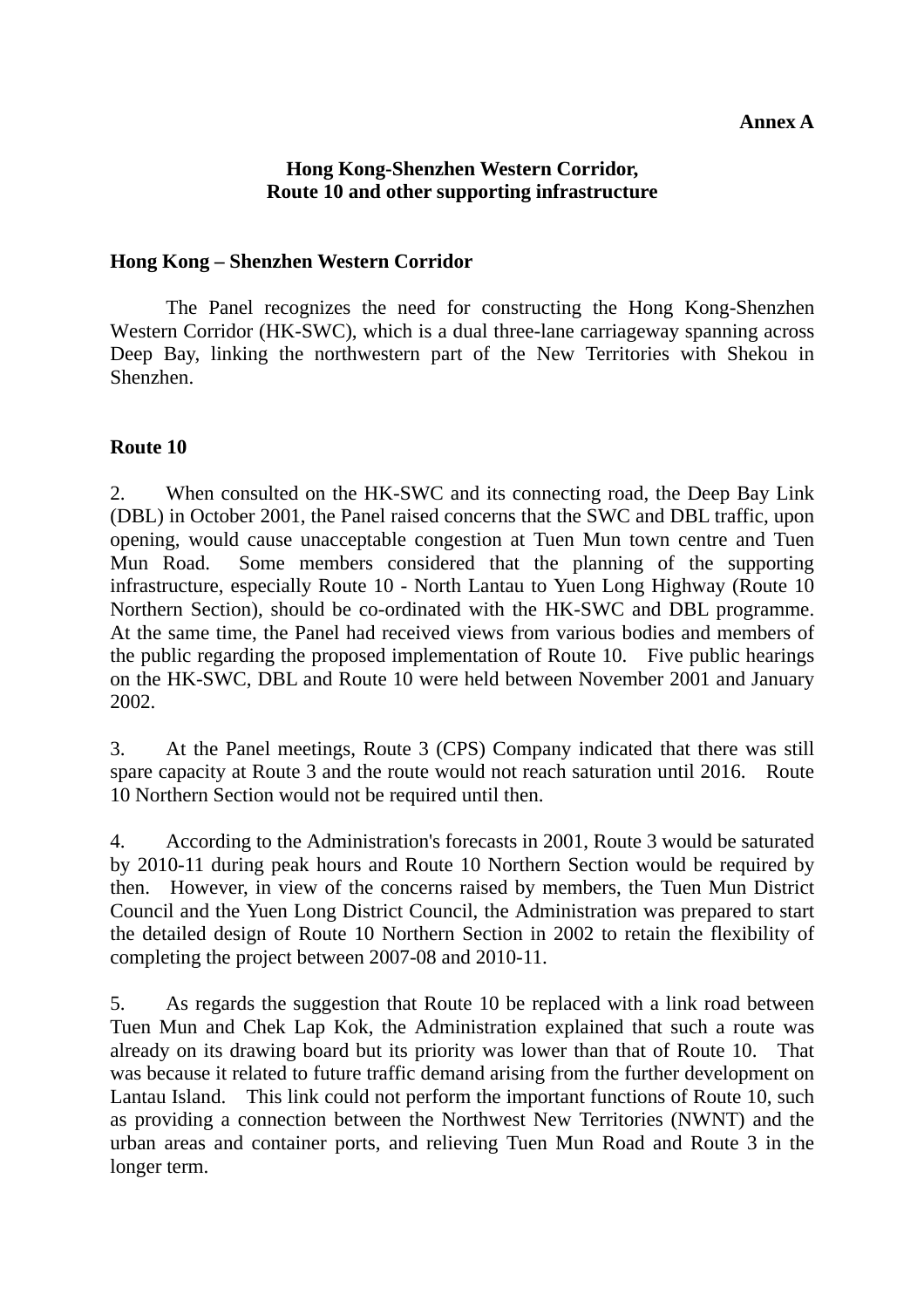**Annex A**

**Hong Kong-Shenzhen Western Corridor,**
**Route 10 and other supporting infrastructure**

**Hong Kong – Shenzhen Western Corridor**

The Panel recognizes the need for constructing the Hong Kong-Shenzhen Western Corridor (HK-SWC), which is a dual three-lane carriageway spanning across Deep Bay, linking the northwestern part of the New Territories with Shekou in Shenzhen.

**Route 10**

2. When consulted on the HK-SWC and its connecting road, the Deep Bay Link (DBL) in October 2001, the Panel raised concerns that the SWC and DBL traffic, upon opening, would cause unacceptable congestion at Tuen Mun town centre and Tuen Mun Road. Some members considered that the planning of the supporting infrastructure, especially Route 10 - North Lantau to Yuen Long Highway (Route 10 Northern Section), should be co-ordinated with the HK-SWC and DBL programme. At the same time, the Panel had received views from various bodies and members of the public regarding the proposed implementation of Route 10. Five public hearings on the HK-SWC, DBL and Route 10 were held between November 2001 and January 2002.

3. At the Panel meetings, Route 3 (CPS) Company indicated that there was still spare capacity at Route 3 and the route would not reach saturation until 2016. Route 10 Northern Section would not be required until then.

4. According to the Administration's forecasts in 2001, Route 3 would be saturated by 2010-11 during peak hours and Route 10 Northern Section would be required by then. However, in view of the concerns raised by members, the Tuen Mun District Council and the Yuen Long District Council, the Administration was prepared to start the detailed design of Route 10 Northern Section in 2002 to retain the flexibility of completing the project between 2007-08 and 2010-11.

5. As regards the suggestion that Route 10 be replaced with a link road between Tuen Mun and Chek Lap Kok, the Administration explained that such a route was already on its drawing board but its priority was lower than that of Route 10. That was because it related to future traffic demand arising from the further development on Lantau Island. This link could not perform the important functions of Route 10, such as providing a connection between the Northwest New Territories (NWNT) and the urban areas and container ports, and relieving Tuen Mun Road and Route 3 in the longer term.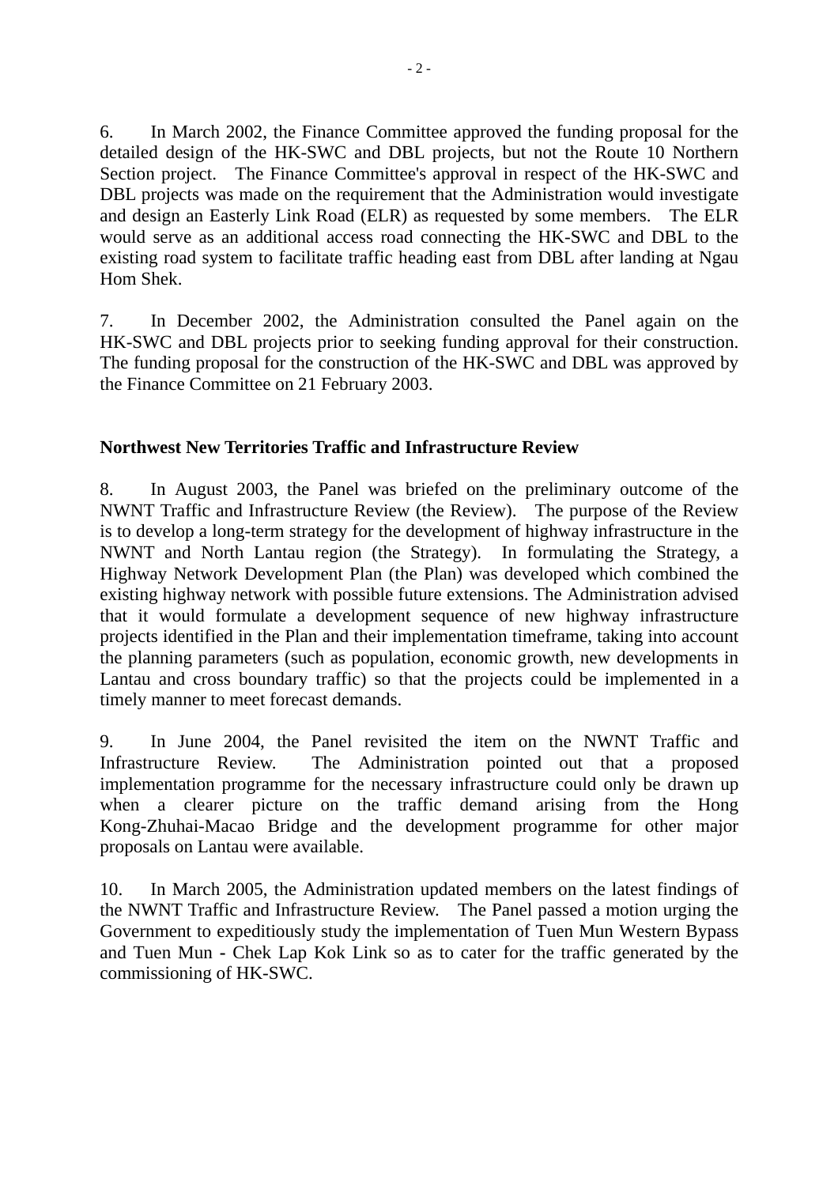6. In March 2002, the Finance Committee approved the funding proposal for the detailed design of the HK-SWC and DBL projects, but not the Route 10 Northern Section project. The Finance Committee's approval in respect of the HK-SWC and DBL projects was made on the requirement that the Administration would investigate and design an Easterly Link Road (ELR) as requested by some members. The ELR would serve as an additional access road connecting the HK-SWC and DBL to the existing road system to facilitate traffic heading east from DBL after landing at Ngau Hom Shek.

7. In December 2002, the Administration consulted the Panel again on the HK-SWC and DBL projects prior to seeking funding approval for their construction. The funding proposal for the construction of the HK-SWC and DBL was approved by the Finance Committee on 21 February 2003.

**Northwest New Territories Traffic and Infrastructure Review**

8. In August 2003, the Panel was briefed on the preliminary outcome of the NWNT Traffic and Infrastructure Review (the Review). The purpose of the Review is to develop a long-term strategy for the development of highway infrastructure in the NWNT and North Lantau region (the Strategy). In formulating the Strategy, a Highway Network Development Plan (the Plan) was developed which combined the existing highway network with possible future extensions. The Administration advised that it would formulate a development sequence of new highway infrastructure projects identified in the Plan and their implementation timeframe, taking into account the planning parameters (such as population, economic growth, new developments in Lantau and cross boundary traffic) so that the projects could be implemented in a timely manner to meet forecast demands.

9. In June 2004, the Panel revisited the item on the NWNT Traffic and Infrastructure Review. The Administration pointed out that a proposed implementation programme for the necessary infrastructure could only be drawn up when a clearer picture on the traffic demand arising from the Hong Kong-Zhuhai-Macao Bridge and the development programme for other major proposals on Lantau were available.

10. In March 2005, the Administration updated members on the latest findings of the NWNT Traffic and Infrastructure Review. The Panel passed a motion urging the Government to expeditiously study the implementation of Tuen Mun Western Bypass and Tuen Mun - Chek Lap Kok Link so as to cater for the traffic generated by the commissioning of HK-SWC.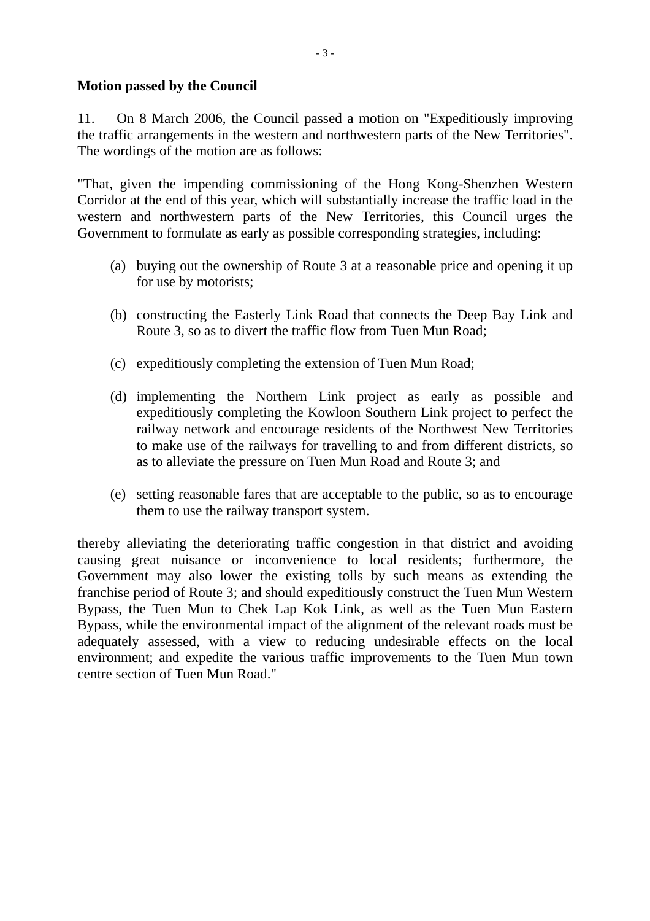**Motion passed by the Council**

11. On 8 March 2006, the Council passed a motion on "Expeditiously improving the traffic arrangements in the western and northwestern parts of the New Territories". The wordings of the motion are as follows:

"That, given the impending commissioning of the Hong Kong-Shenzhen Western Corridor at the end of this year, which will substantially increase the traffic load in the western and northwestern parts of the New Territories, this Council urges the Government to formulate as early as possible corresponding strategies, including:

(a) buying out the ownership of Route 3 at a reasonable price and opening it up for use by motorists;

(b) constructing the Easterly Link Road that connects the Deep Bay Link and Route 3, so as to divert the traffic flow from Tuen Mun Road;

(c) expeditiously completing the extension of Tuen Mun Road;

(d) implementing the Northern Link project as early as possible and expeditiously completing the Kowloon Southern Link project to perfect the railway network and encourage residents of the Northwest New Territories to make use of the railways for travelling to and from different districts, so as to alleviate the pressure on Tuen Mun Road and Route 3; and

(e) setting reasonable fares that are acceptable to the public, so as to encourage them to use the railway transport system.

thereby alleviating the deteriorating traffic congestion in that district and avoiding causing great nuisance or inconvenience to local residents; furthermore, the Government may also lower the existing tolls by such means as extending the franchise period of Route 3; and should expeditiously construct the Tuen Mun Western Bypass, the Tuen Mun to Chek Lap Kok Link, as well as the Tuen Mun Eastern Bypass, while the environmental impact of the alignment of the relevant roads must be adequately assessed, with a view to reducing undesirable effects on the local environment; and expedite the various traffic improvements to the Tuen Mun town centre section of Tuen Mun Road."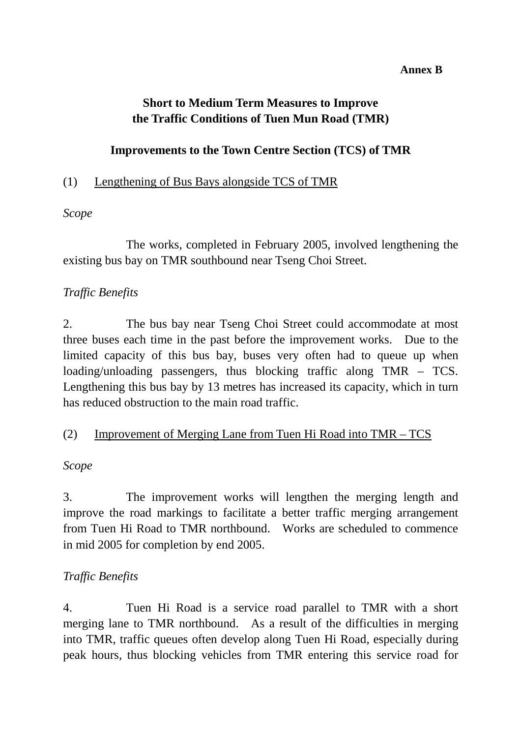**Annex B**

# Short to Medium Term Measures to Improve the Traffic Conditions of Tuen Mun Road (TMR)

## Improvements to the Town Centre Section (TCS) of TMR

(1) Lengthening of Bus Bays alongside TCS of TMR

*Scope*

The works, completed in February 2005, involved lengthening the existing bus bay on TMR southbound near Tseng Choi Street.

*Traffic Benefits*

2. The bus bay near Tseng Choi Street could accommodate at most three buses each time in the past before the improvement works. Due to the limited capacity of this bus bay, buses very often had to queue up when loading/unloading passengers, thus blocking traffic along TMR – TCS. Lengthening this bus bay by 13 metres has increased its capacity, which in turn has reduced obstruction to the main road traffic.

(2) Improvement of Merging Lane from Tuen Hi Road into TMR – TCS

*Scope*

3. The improvement works will lengthen the merging length and improve the road markings to facilitate a better traffic merging arrangement from Tuen Hi Road to TMR northbound. Works are scheduled to commence in mid 2005 for completion by end 2005.

*Traffic Benefits*

4. Tuen Hi Road is a service road parallel to TMR with a short merging lane to TMR northbound. As a result of the difficulties in merging into TMR, traffic queues often develop along Tuen Hi Road, especially during peak hours, thus blocking vehicles from TMR entering this service road for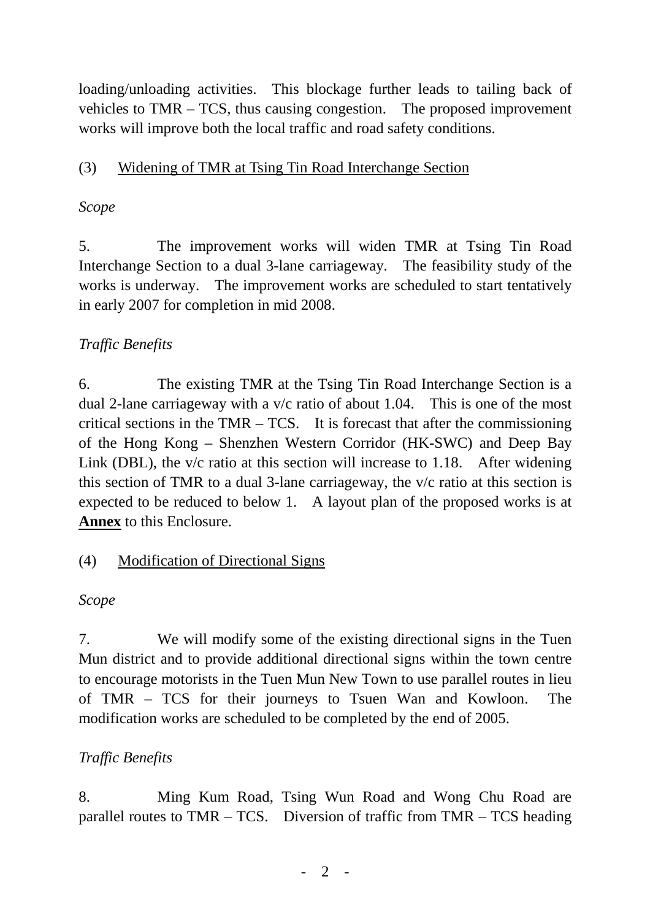loading/unloading activities. This blockage further leads to tailing back of vehicles to TMR – TCS, thus causing congestion. The proposed improvement works will improve both the local traffic and road safety conditions.

(3) Widening of TMR at Tsing Tin Road Interchange Section

*Scope*

5. The improvement works will widen TMR at Tsing Tin Road Interchange Section to a dual 3-lane carriageway. The feasibility study of the works is underway. The improvement works are scheduled to start tentatively in early 2007 for completion in mid 2008.

*Traffic Benefits*

6. The existing TMR at the Tsing Tin Road Interchange Section is a dual 2-lane carriageway with a v/c ratio of about 1.04. This is one of the most critical sections in the TMR – TCS. It is forecast that after the commissioning of the Hong Kong – Shenzhen Western Corridor (HK-SWC) and Deep Bay Link (DBL), the v/c ratio at this section will increase to 1.18. After widening this section of TMR to a dual 3-lane carriageway, the v/c ratio at this section is expected to be reduced to below 1. A layout plan of the proposed works is at **Annex** to this Enclosure.

(4) Modification of Directional Signs

*Scope*

7. We will modify some of the existing directional signs in the Tuen Mun district and to provide additional directional signs within the town centre to encourage motorists in the Tuen Mun New Town to use parallel routes in lieu of TMR – TCS for their journeys to Tsuen Wan and Kowloon. The modification works are scheduled to be completed by the end of 2005.

*Traffic Benefits*

8. Ming Kum Road, Tsing Wun Road and Wong Chu Road are parallel routes to TMR – TCS. Diversion of traffic from TMR – TCS heading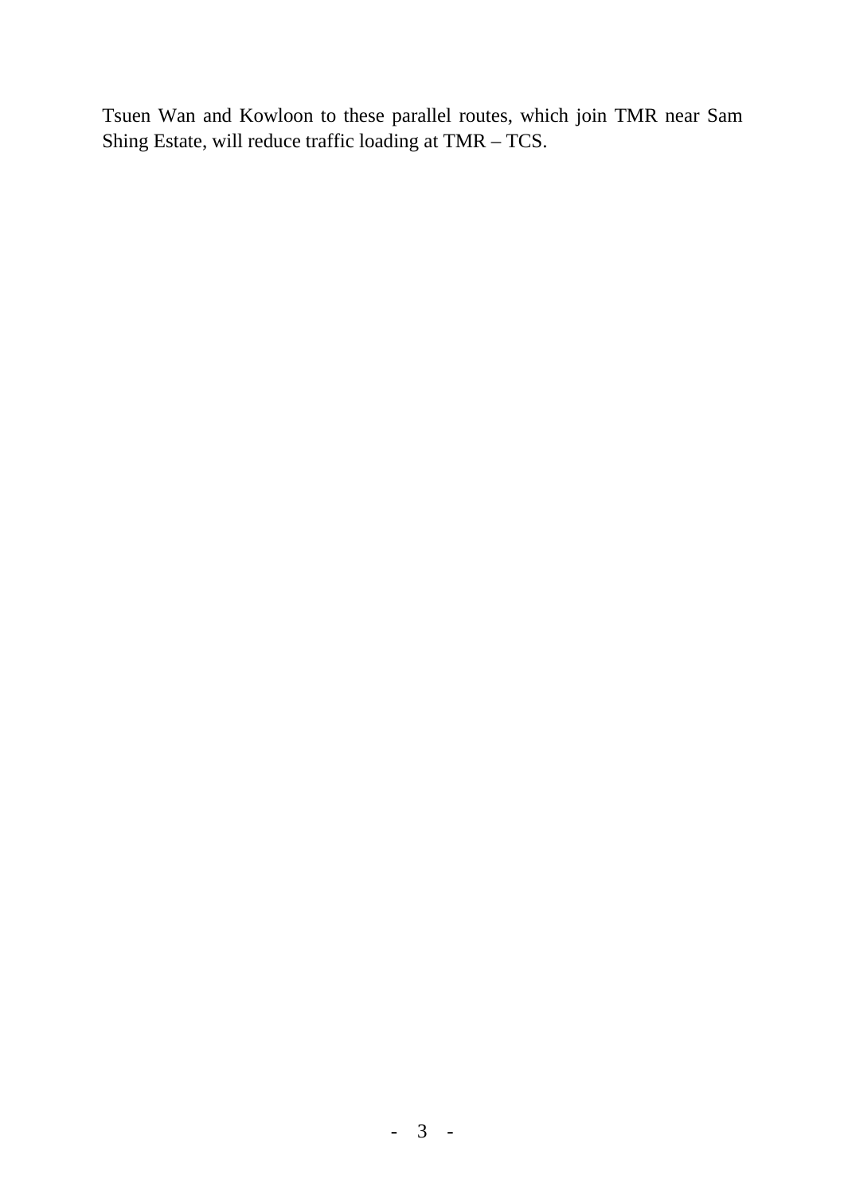Tsuen Wan and Kowloon to these parallel routes, which join TMR near Sam Shing Estate, will reduce traffic loading at TMR – TCS.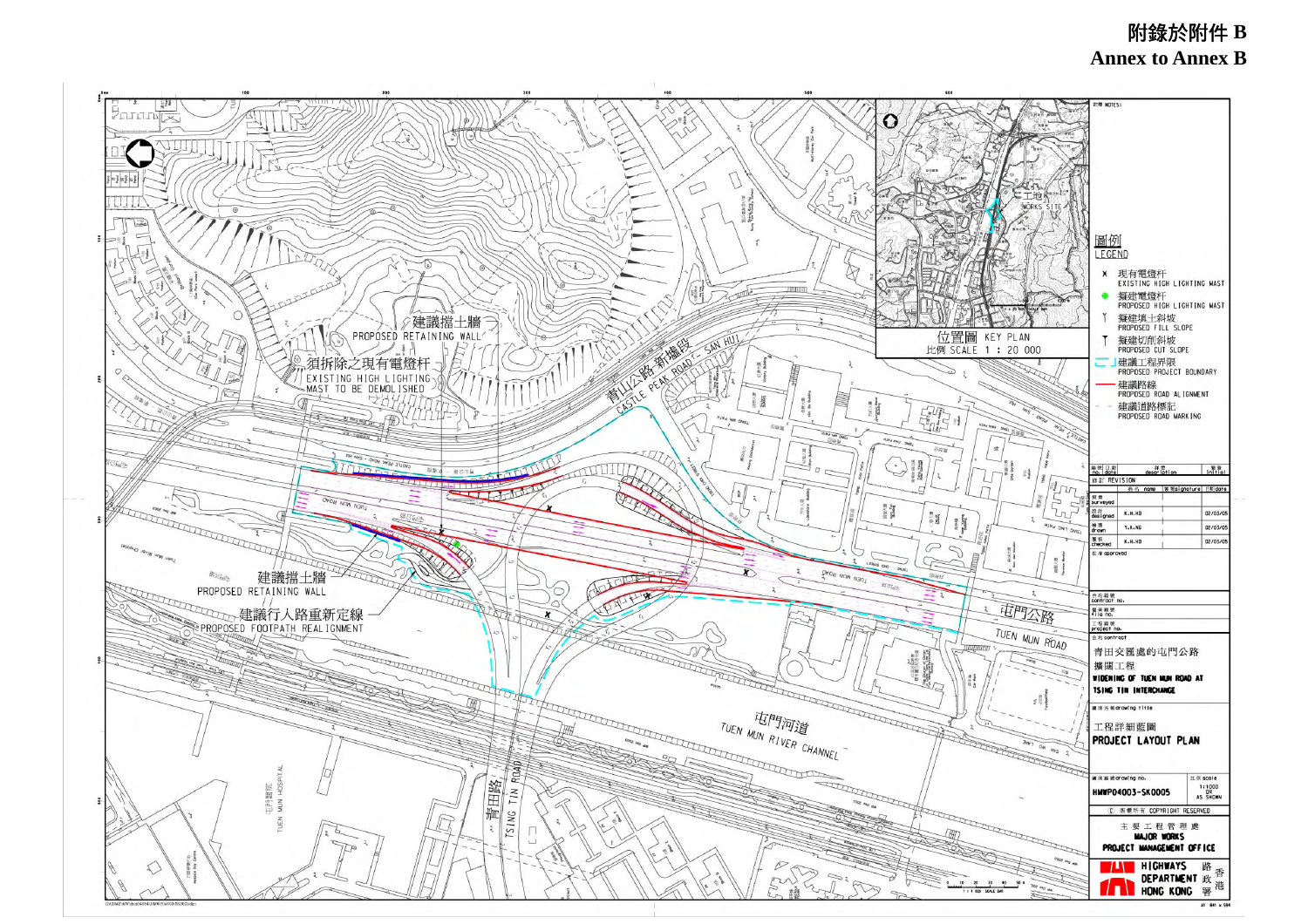**附錄於附件 B**
**Annex to Annex B**

建議擋土牆
PROPOSED RETAINING WALL

須拆除之現有電燈杆
EXISTING HIGH LIGHTING MAST TO BE DEMOLISHED

青山公路新墟段
CASTLE PEAK ROAD – SAN HUI

建議擋土牆
PROPOSED RETAINING WALL

建議行人路重新定線
PROPOSED FOOTPATH REALIGNMENT

屯門公路
TUEN MUN ROAD

屯門河道
TUEN MUN RIVER CHANNEL

青田路
TSING TIN ROAD

屯門醫院
TUEN MUN HOSPITAL

位置圖 KEY PLAN
比例 SCALE 1 : 20 000

工地
WORKS SITE

註釋 NOTES:

圖例
LEGEND

- × 現有電燈杆 EXISTING HIGH LIGHTING MAST
- 擬建電燈杆 PROPOSED HIGH LIGHTING MAST
- 擬建填土斜坡 PROPOSED FILL SLOPE
- 擬建切削斜坡 PROPOSED CUT SLOPE
- 建議工程界限 PROPOSED PROJECT BOUNDARY
- 建議路線 PROPOSED ROAD ALIGNMENT
- 建議道路標記 PROPOSED ROAD MARKING

| | 姓名 name | 簽署 signature | 日期 date |
|---|---|---|---|
| 測量 surveyed | | | |
| 設計 designed | K.H.HO | | 02/03/05 |
| 繪圖 drawn | Y.K.NG | | 02/03/05 |
| 覆核 checked | K.H.HO | | 02/03/05 |
| 批准 approved | | | |

合約 contract
青田交匯處的屯門公路擴闊工程
WIDENING OF TUEN MUN ROAD AT TSING TIN INTERCHANGE

圖則名稱 drawing title
工程詳細藍圖
PROJECT LAYOUT PLAN

圖則編號 drawing no. HMWP04003-SK0005
比例 scale 1:1000 OR AS SHOWN

© 版權所有 COPYRIGHT RESERVED

主要工程管理處
MAJOR WORKS PROJECT MANAGEMENT OFFICE

HIGHWAYS DEPARTMENT HONG KONG
香港路政署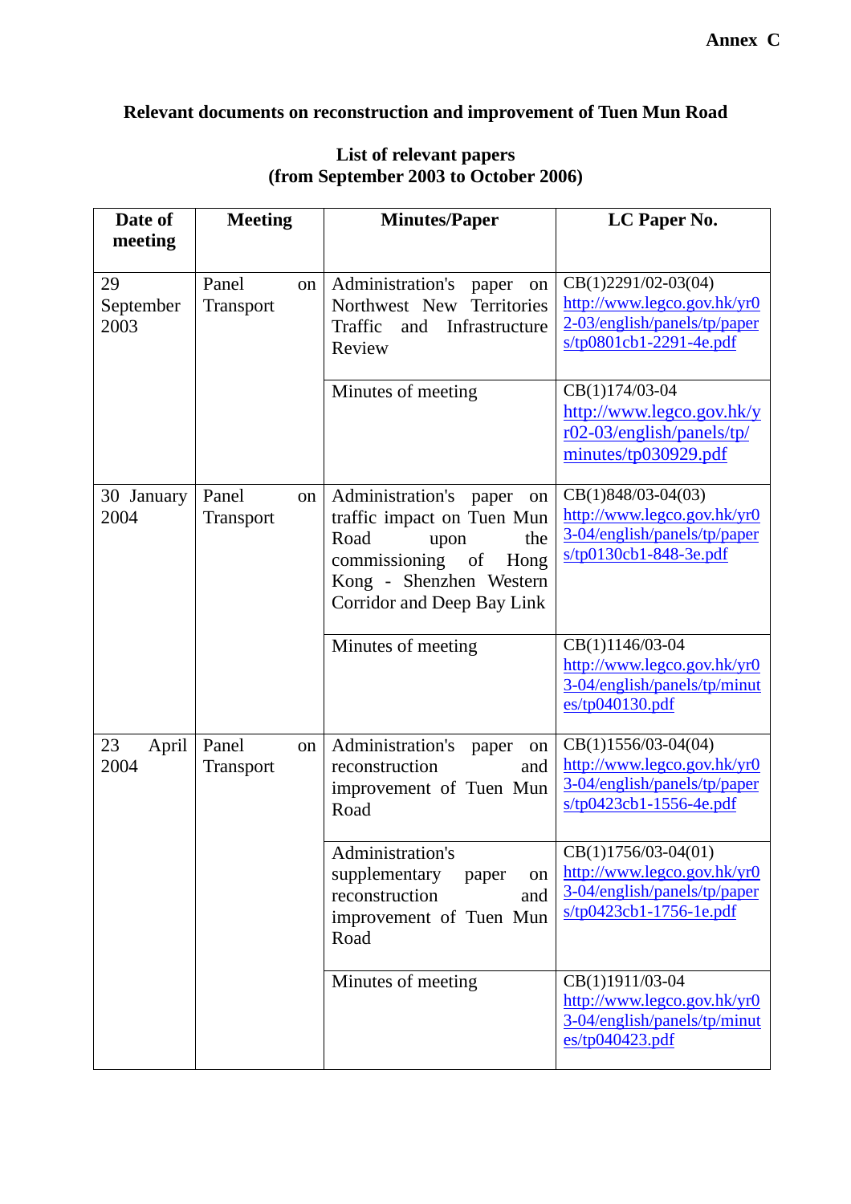**Annex C**

**Relevant documents on reconstruction and improvement of Tuen Mun Road**

**List of relevant papers**
**(from September 2003 to October 2006)**

| Date of meeting | Meeting | Minutes/Paper | LC Paper No. |
|---|---|---|---|
| 29 September 2003 | Panel on Transport | Administration's paper on Northwest New Territories Traffic and Infrastructure Review | CB(1)2291/02-03(04) http://www.legco.gov.hk/yr02-03/english/panels/tp/papers/tp0801cb1-2291-4e.pdf |
| | | Minutes of meeting | CB(1)174/03-04 http://www.legco.gov.hk/yr02-03/english/panels/tp/minutes/tp030929.pdf |
| 30 January 2004 | Panel on Transport | Administration's paper on traffic impact on Tuen Mun Road upon the commissioning of Hong Kong - Shenzhen Western Corridor and Deep Bay Link | CB(1)848/03-04(03) http://www.legco.gov.hk/yr03-04/english/panels/tp/papers/tp0130cb1-848-3e.pdf |
| | | Minutes of meeting | CB(1)1146/03-04 http://www.legco.gov.hk/yr03-04/english/panels/tp/minutes/tp040130.pdf |
| 23 April 2004 | Panel on Transport | Administration's paper on reconstruction and improvement of Tuen Mun Road | CB(1)1556/03-04(04) http://www.legco.gov.hk/yr03-04/english/panels/tp/papers/tp0423cb1-1556-4e.pdf |
| | | Administration's supplementary paper on reconstruction and improvement of Tuen Mun Road | CB(1)1756/03-04(01) http://www.legco.gov.hk/yr03-04/english/panels/tp/papers/tp0423cb1-1756-1e.pdf |
| | | Minutes of meeting | CB(1)1911/03-04 http://www.legco.gov.hk/yr03-04/english/panels/tp/minutes/tp040423.pdf |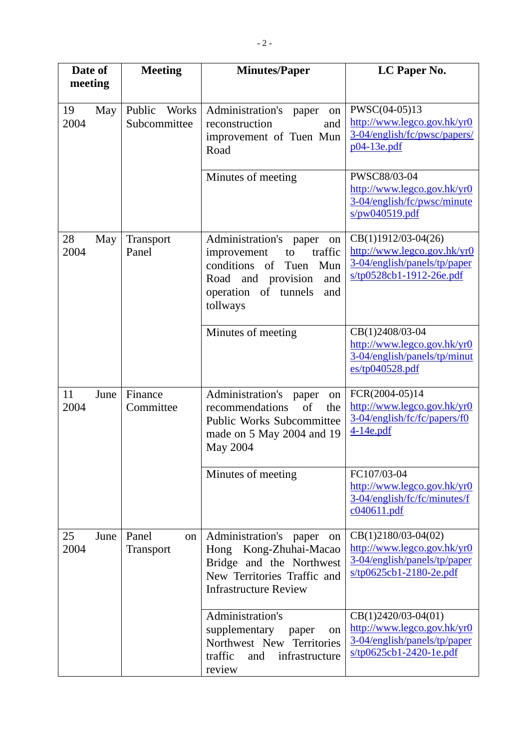| Date of meeting | Meeting | Minutes/Paper | LC Paper No. |
|---|---|---|---|
| 19 May 2004 | Public Works Subcommittee | Administration's paper on reconstruction and improvement of Tuen Mun Road | PWSC(04-05)13 http://www.legco.gov.hk/yr03-04/english/fc/pwsc/papers/p04-13e.pdf |
| | | Minutes of meeting | PWSC88/03-04 http://www.legco.gov.hk/yr03-04/english/fc/pwsc/minutes/pw040519.pdf |
| 28 May 2004 | Transport Panel | Administration's paper on improvement to traffic conditions of Tuen Mun Road and provision and operation of tunnels and tollways | CB(1)1912/03-04(26) http://www.legco.gov.hk/yr03-04/english/panels/tp/papers/tp0528cb1-1912-26e.pdf |
| | | Minutes of meeting | CB(1)2408/03-04 http://www.legco.gov.hk/yr03-04/english/panels/tp/minutes/tp040528.pdf |
| 11 June 2004 | Finance Committee | Administration's paper on recommendations of the Public Works Subcommittee made on 5 May 2004 and 19 May 2004 | FCR(2004-05)14 http://www.legco.gov.hk/yr03-04/english/fc/fc/papers/f04-14e.pdf |
| | | Minutes of meeting | FC107/03-04 http://www.legco.gov.hk/yr03-04/english/fc/fc/minutes/fc040611.pdf |
| 25 June 2004 | Panel on Transport | Administration's paper on Hong Kong-Zhuhai-Macao Bridge and the Northwest New Territories Traffic and Infrastructure Review | CB(1)2180/03-04(02) http://www.legco.gov.hk/yr03-04/english/panels/tp/papers/tp0625cb1-2180-2e.pdf |
| | | Administration's supplementary paper on Northwest New Territories traffic and infrastructure review | CB(1)2420/03-04(01) http://www.legco.gov.hk/yr03-04/english/panels/tp/papers/tp0625cb1-2420-1e.pdf |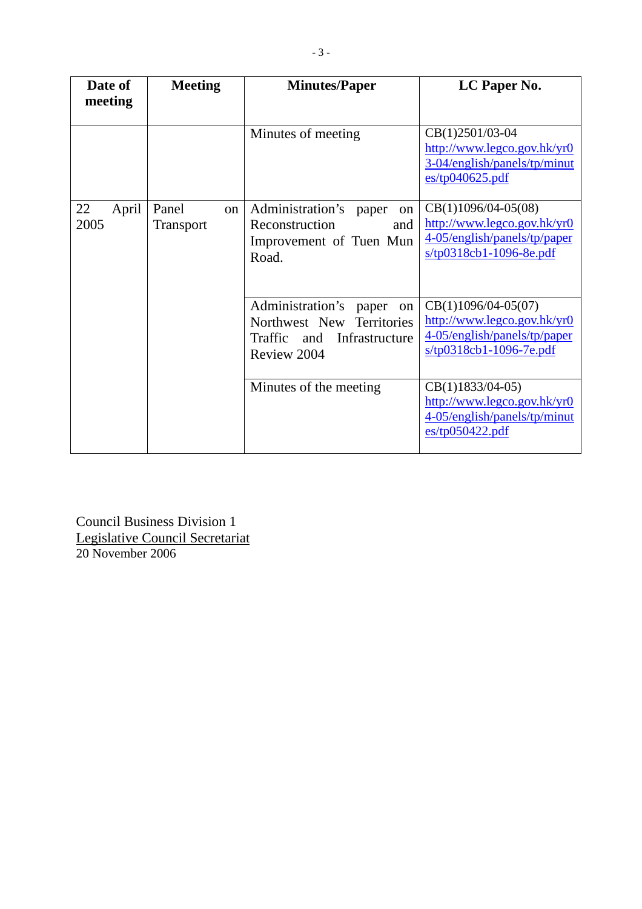| Date of meeting | Meeting | Minutes/Paper | LC Paper No. |
|---|---|---|---|
| | | Minutes of meeting | CB(1)2501/03-04 http://www.legco.gov.hk/yr03-04/english/panels/tp/minutes/tp040625.pdf |
| 22 April 2005 | Panel on Transport | Administration's paper on Reconstruction and Improvement of Tuen Mun Road. | CB(1)1096/04-05(08) http://www.legco.gov.hk/yr04-05/english/panels/tp/papers/tp0318cb1-1096-8e.pdf |
| | | Administration's paper on Northwest New Territories Traffic and Infrastructure Review 2004 | CB(1)1096/04-05(07) http://www.legco.gov.hk/yr04-05/english/panels/tp/papers/tp0318cb1-1096-7e.pdf |
| | | Minutes of the meeting | CB(1)1833/04-05) http://www.legco.gov.hk/yr04-05/english/panels/tp/minutes/tp050422.pdf |

Council Business Division 1
Legislative Council Secretariat
20 November 2006